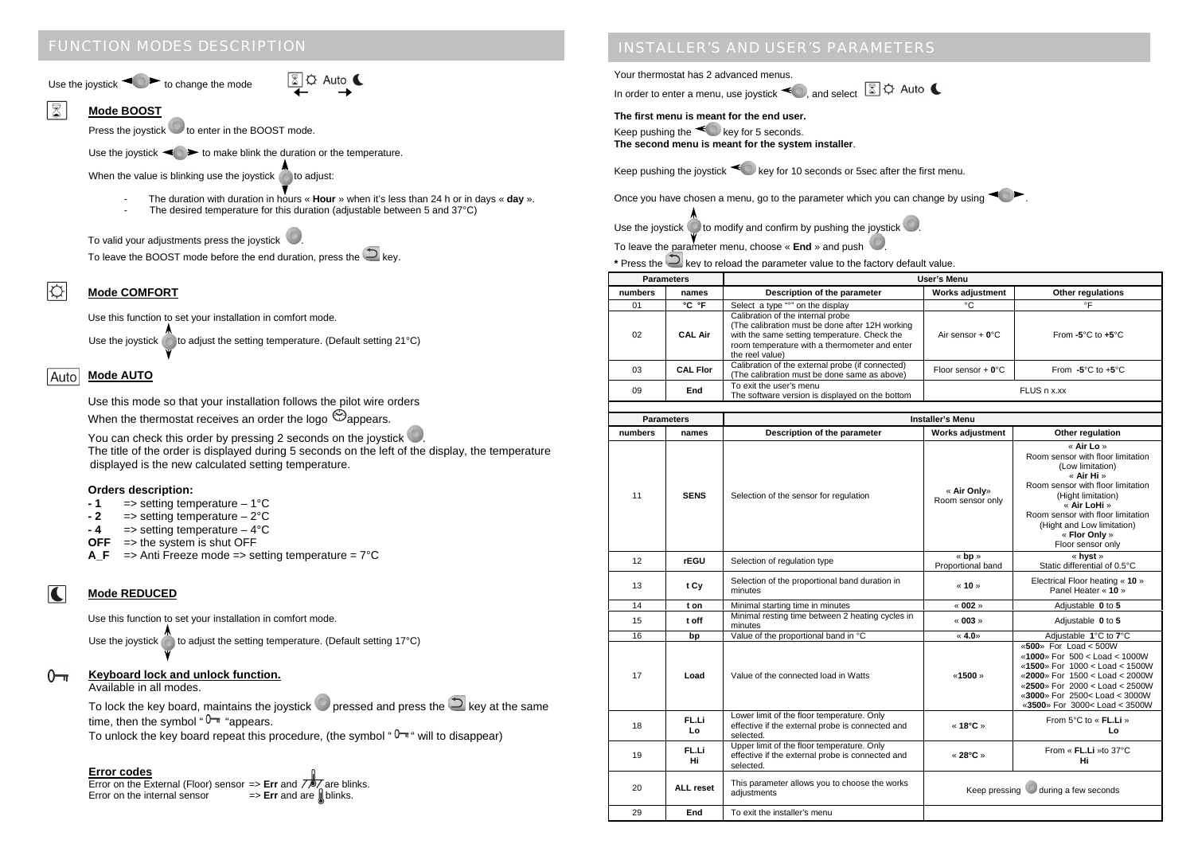## FUNCTION MODES DESCRIPTION

Use the joystick to change the mode Auto

### Mode BOOST

Press the joystick to enter in the BOOST mode.

Use the joystick to make blink the duration or the temperature.

When the value is blinking use the joystick to adjust:

- The duration with duration in hours « **Hour** » when it's less than 24 h or in days « **day** ».
- The desired temperature for this duration (adjustable between 5 and 37°C)

To valid your adjustments press the joystick .

To leave the BOOST mode before the end duration, press the key.

### Mode COMFORT

Use this function to set your installation in comfort mode.

Use the joystick to adjust the setting temperature. (Default setting 21°C)

### Mode AUTO

Use this mode so that your installation follows the pilot wire orders

When the thermostat receives an order the logo appears.

You can check this order by pressing 2 seconds on the joystick .

The title of the order is displayed during 5 seconds on the left of the display, the temperature displayed is the new calculated setting temperature.

**Orders description:**

**- 1** => setting temperature – 1°C
**- 2** => setting temperature – 2°C
**- 4** => setting temperature – 4°C
**OFF** => the system is shut OFF
**A_F** => Anti Freeze mode => setting temperature = 7°C

### Mode REDUCED

Use this function to set your installation in comfort mode.

Use the joystick to adjust the setting temperature. (Default setting 17°C)

### Keyboard lock and unlock function.

Available in all modes.

To lock the key board, maintains the joystick pressed and press the key at the same time, then the symbol " " appears.

To unlock the key board repeat this procedure, (the symbol " " will to disappear)

### Error codes

Error on the External (Floor) sensor => **Err** and are blinks.
Error on the internal sensor => **Err** and are blinks.

## INSTALLER'S AND USER'S PARAMETERS

Your thermostat has 2 advanced menus.

In order to enter a menu, use joystick , and select Auto

**The first menu is meant for the end user.**

Keep pushing the key for 5 seconds.

**The second menu is meant for the system installer**.

Keep pushing the joystick key for 10 seconds or 5sec after the first menu.

Once you have chosen a menu, go to the parameter which you can change by using .

Use the joystick to modify and confirm by pushing the joystick .

To leave the parameter menu, choose « **End** » and push .

**\*** Press the key to reload the parameter value to the factory default value.

| Parameters | | User's Menu | | |
|---|---|---|---|---|
| **numbers** | **names** | **Description of the parameter** | **Works adjustment** | **Other regulations** |
| 01 | **°C °F** | Select a type "°" on the display | °C | °F |
| 02 | **CAL Air** | Calibration of the internal probe (The calibration must be done after 12H working with the same setting temperature. Check the room temperature with a thermometer and enter the reel value) | Air sensor + **0**°C | From **-5**°C to **+5**°C |
| 03 | **CAL Flor** | Calibration of the external probe (if connected) (The calibration must be done same as above) | Floor sensor + **0**°C | From **-5**°C to **+5**°C |
| 09 | **End** | To exit the user's menu<br>The software version is displayed on the bottom | FLUS n x.xx | |

| Parameters | | Installer's Menu | | |
|---|---|---|---|---|
| **numbers** | **names** | **Description of the parameter** | **Works adjustment** | **Other regulation** |
| 11 | **SENS** | Selection of the sensor for regulation | « **Air Only**» Room sensor only | « **Air Lo** » Room sensor with floor limitation (Low limitation)<br>« **Air Hi** » Room sensor with floor limitation (Hight limitation)<br>« **Air LoHi** » Room sensor with floor limitation (Hight and Low limitation)<br>« **Flor Only** » Floor sensor only |
| 12 | **rEGU** | Selection of regulation type | « **bp** » Proportional band | « **hyst** » Static differential of 0.5°C |
| 13 | **t Cy** | Selection of the proportional band duration in minutes | « **10** » | Electrical Floor heating « **10** »<br>Panel Heater « **10** » |
| 14 | **t on** | Minimal starting time in minutes | « **002** » | Adjustable **0** to **5** |
| 15 | **t off** | Minimal resting time between 2 heating cycles in minutes | « **003** » | Adjustable **0** to **5** |
| 16 | **bp** | Value of the proportional band in °C | « **4.0**» | Adjustable **1**°C to **7**°C |
| 17 | **Load** | Value of the connected load in Watts | «**1500** » | «**500**» For Load < 500W<br>«**1000**» For 500 < Load < 1000W<br>«**1500**» For 1000 < Load < 1500W<br>«**2000**» For 1500 < Load < 2000W<br>«**2500**» For 2000 < Load < 2500W<br>«**3000**» For 2500< Load < 3000W<br>«**3500**» For 3000< Load < 3500W |
| 18 | **FL.Li Lo** | Lower limit of the floor temperature. Only effective if the external probe is connected and selected. | « **18°C** » | From 5°C to « **FL.Li** » **Lo** |
| 19 | **FL.Li Hi** | Upper limit of the floor temperature. Only effective if the external probe is connected and selected. | « **28°C** » | From « **FL.Li** »to 37°C **Hi** |
| 20 | **ALL reset** | This parameter allows you to choose the works adjustments | Keep pressing during a few seconds | |
| 29 | **End** | To exit the installer's menu | | |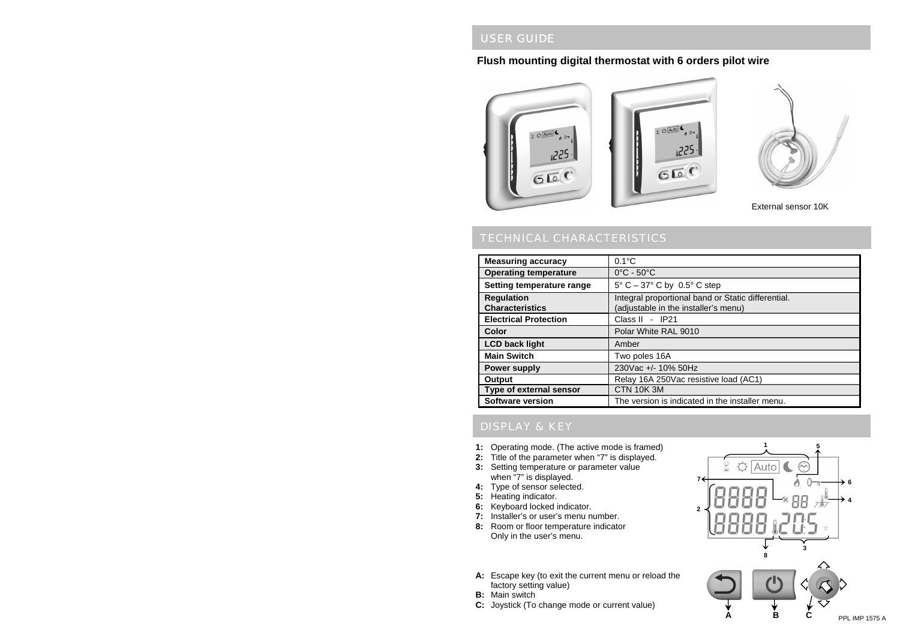## USER GUIDE

**Flush mounting digital thermostat with 6 orders pilot wire**

External sensor 10K

## TECHNICAL CHARACTERISTICS

| **Measuring accuracy** | 0.1°C |
|---|---|
| **Operating temperature** | 0°C - 50°C |
| **Setting temperature range** | 5° C – 37° C by 0.5° C step |
| **Regulation Characteristics** | Integral proportional band or Static differential. (adjustable in the installer's menu) |
| **Electrical Protection** | Class II - IP21 |
| **Color** | Polar White RAL 9010 |
| **LCD back light** | Amber |
| **Main Switch** | Two poles 16A |
| **Power supply** | 230Vac +/- 10% 50Hz |
| **Output** | Relay 16A 250Vac resistive load (AC1) |
| **Type of external sensor** | CTN 10K 3M |
| **Software version** | The version is indicated in the installer menu. |

## DISPLAY & KEY

- **1:** Operating mode. (The active mode is framed)
- **2:** Title of the parameter when "7" is displayed.
- **3:** Setting temperature or parameter value when "7" is displayed.
- **4:** Type of sensor selected.
- **5:** Heating indicator.
- **6:** Keyboard locked indicator.
- **7:** Installer's or user's menu number.
- **8:** Room or floor temperature indicator Only in the user's menu.

- **A:** Escape key (to exit the current menu or reload the factory setting value)
- **B:** Main switch
- **C:** Joystick (To change mode or current value)

PPL IMP 1575 A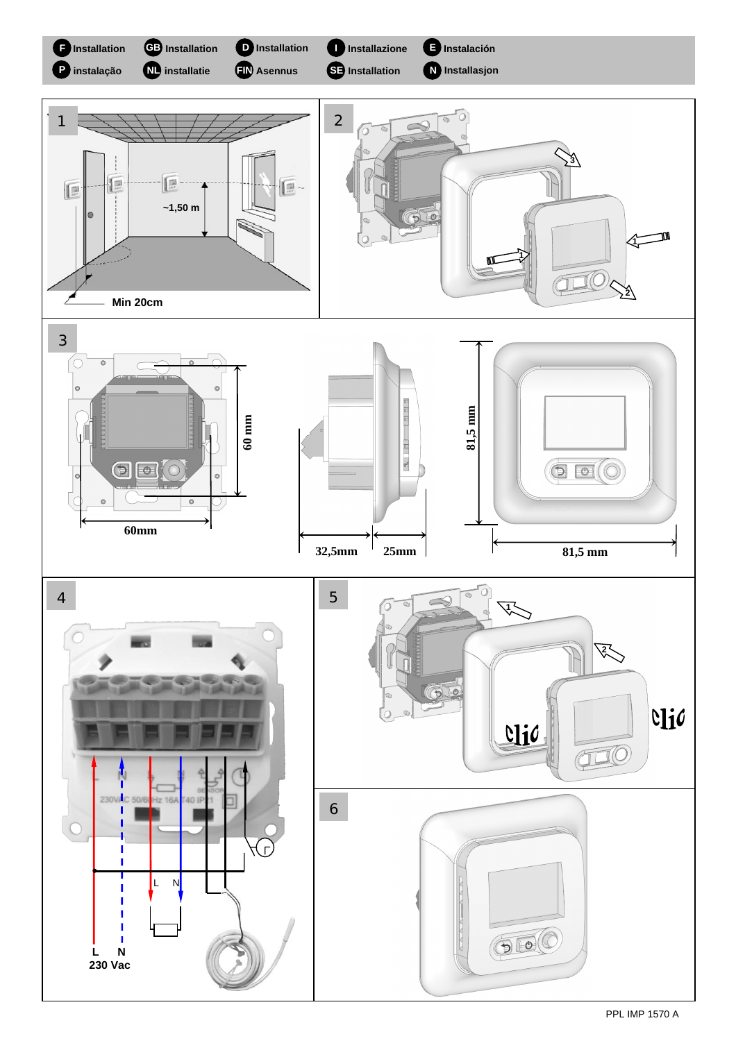**F** Installation **GB** Installation **D** Installation **I** Installazione **E** Instalación

**P** instalação **NL** installatie **FIN** Asennus **SE** Installation **N** Installasjon

1

~1,50 m

Min 20cm

2

3

60 mm

60mm

32,5mm

25mm

81,5 mm

81,5 mm

4

230VAC 50/60Hz 16A T40 IP21

SENSOR

L N

L N

230 Vac

5

Clic

Clic

6

PPL IMP 1570 A